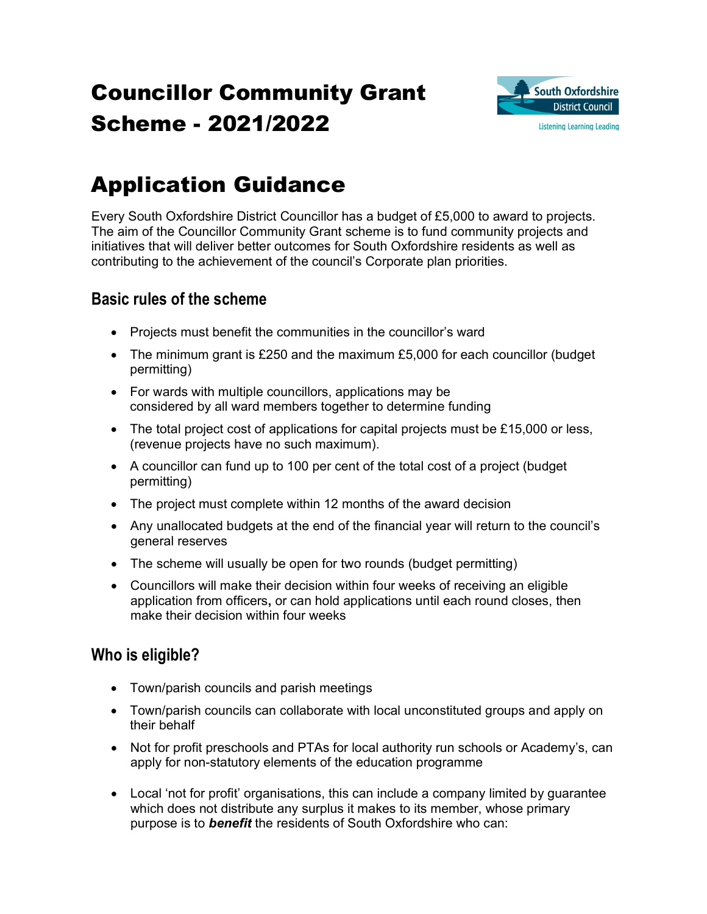# Councillor Community Grant Scheme - 2021/2022

# Application Guidance

Every South Oxfordshire District Councillor has a budget of £5,000 to award to projects. The aim of the Councillor Community Grant scheme is to fund community projects and initiatives that will deliver better outcomes for South Oxfordshire residents as well as contributing to the achievement of the council's Corporate plan priorities.

## Basic rules of the scheme

- Projects must benefit the communities in the councillor's ward
- The minimum grant is £250 and the maximum £5,000 for each councillor (budget permitting)
- For wards with multiple councillors, applications may be considered by all ward members together to determine funding
- The total project cost of applications for capital projects must be £15,000 or less, (revenue projects have no such maximum).
- A councillor can fund up to 100 per cent of the total cost of a project (budget permitting)
- The project must complete within 12 months of the award decision
- Any unallocated budgets at the end of the financial year will return to the council's general reserves
- The scheme will usually be open for two rounds (budget permitting)
- Councillors will make their decision within four weeks of receiving an eligible application from officers**,** or can hold applications until each round closes, then make their decision within four weeks

## Who is eligible?

- Town/parish councils and parish meetings
- Town/parish councils can collaborate with local unconstituted groups and apply on their behalf
- Not for profit preschools and PTAs for local authority run schools or Academy's, can apply for non-statutory elements of the education programme
- Local 'not for profit' organisations, this can include a company limited by guarantee which does not distribute any surplus it makes to its member, whose primary purpose is to ***benefit*** the residents of South Oxfordshire who can: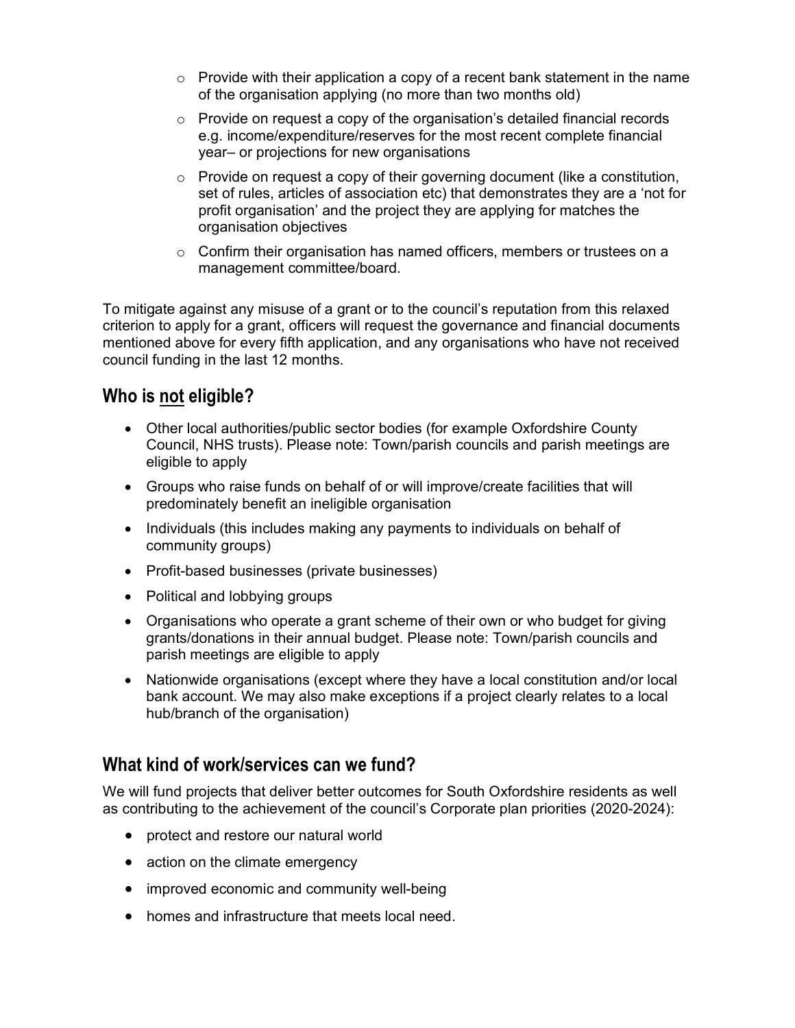- Provide with their application a copy of a recent bank statement in the name of the organisation applying (no more than two months old)
- Provide on request a copy of the organisation's detailed financial records e.g. income/expenditure/reserves for the most recent complete financial year– or projections for new organisations
- Provide on request a copy of their governing document (like a constitution, set of rules, articles of association etc) that demonstrates they are a 'not for profit organisation' and the project they are applying for matches the organisation objectives
- Confirm their organisation has named officers, members or trustees on a management committee/board.

To mitigate against any misuse of a grant or to the council's reputation from this relaxed criterion to apply for a grant, officers will request the governance and financial documents mentioned above for every fifth application, and any organisations who have not received council funding in the last 12 months.

## Who is not eligible?

- Other local authorities/public sector bodies (for example Oxfordshire County Council, NHS trusts). Please note: Town/parish councils and parish meetings are eligible to apply
- Groups who raise funds on behalf of or will improve/create facilities that will predominately benefit an ineligible organisation
- Individuals (this includes making any payments to individuals on behalf of community groups)
- Profit-based businesses (private businesses)
- Political and lobbying groups
- Organisations who operate a grant scheme of their own or who budget for giving grants/donations in their annual budget. Please note: Town/parish councils and parish meetings are eligible to apply
- Nationwide organisations (except where they have a local constitution and/or local bank account. We may also make exceptions if a project clearly relates to a local hub/branch of the organisation)

## What kind of work/services can we fund?

We will fund projects that deliver better outcomes for South Oxfordshire residents as well as contributing to the achievement of the council's Corporate plan priorities (2020-2024):

- protect and restore our natural world
- action on the climate emergency
- improved economic and community well-being
- homes and infrastructure that meets local need.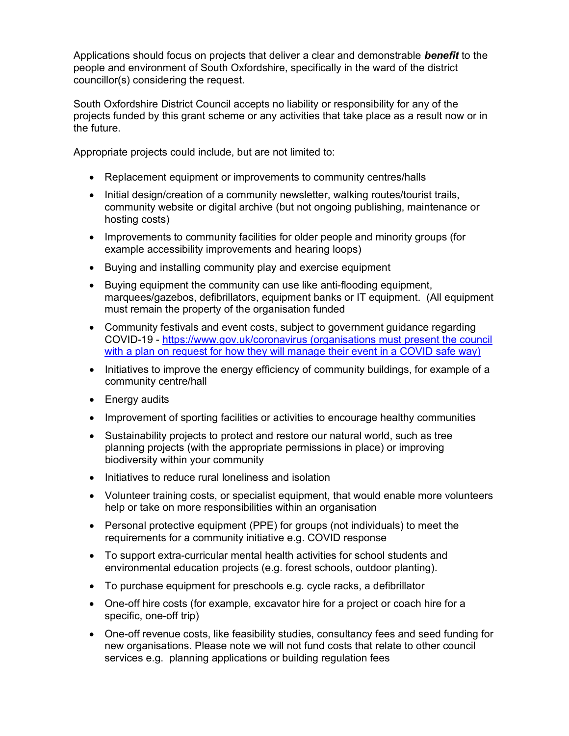Applications should focus on projects that deliver a clear and demonstrable ***benefit*** to the people and environment of South Oxfordshire, specifically in the ward of the district councillor(s) considering the request.

South Oxfordshire District Council accepts no liability or responsibility for any of the projects funded by this grant scheme or any activities that take place as a result now or in the future.

Appropriate projects could include, but are not limited to:

- Replacement equipment or improvements to community centres/halls
- Initial design/creation of a community newsletter, walking routes/tourist trails, community website or digital archive (but not ongoing publishing, maintenance or hosting costs)
- Improvements to community facilities for older people and minority groups (for example accessibility improvements and hearing loops)
- Buying and installing community play and exercise equipment
- Buying equipment the community can use like anti-flooding equipment, marquees/gazebos, defibrillators, equipment banks or IT equipment. (All equipment must remain the property of the organisation funded
- Community festivals and event costs, subject to government guidance regarding COVID-19 - [https://www.gov.uk/coronavirus (organisations must present the council with a plan on request for how they will manage their event in a COVID safe way)](https://www.gov.uk/coronavirus)
- Initiatives to improve the energy efficiency of community buildings, for example of a community centre/hall
- Energy audits
- Improvement of sporting facilities or activities to encourage healthy communities
- Sustainability projects to protect and restore our natural world, such as tree planning projects (with the appropriate permissions in place) or improving biodiversity within your community
- Initiatives to reduce rural loneliness and isolation
- Volunteer training costs, or specialist equipment, that would enable more volunteers help or take on more responsibilities within an organisation
- Personal protective equipment (PPE) for groups (not individuals) to meet the requirements for a community initiative e.g. COVID response
- To support extra-curricular mental health activities for school students and environmental education projects (e.g. forest schools, outdoor planting).
- To purchase equipment for preschools e.g. cycle racks, a defibrillator
- One-off hire costs (for example, excavator hire for a project or coach hire for a specific, one-off trip)
- One-off revenue costs, like feasibility studies, consultancy fees and seed funding for new organisations. Please note we will not fund costs that relate to other council services e.g. planning applications or building regulation fees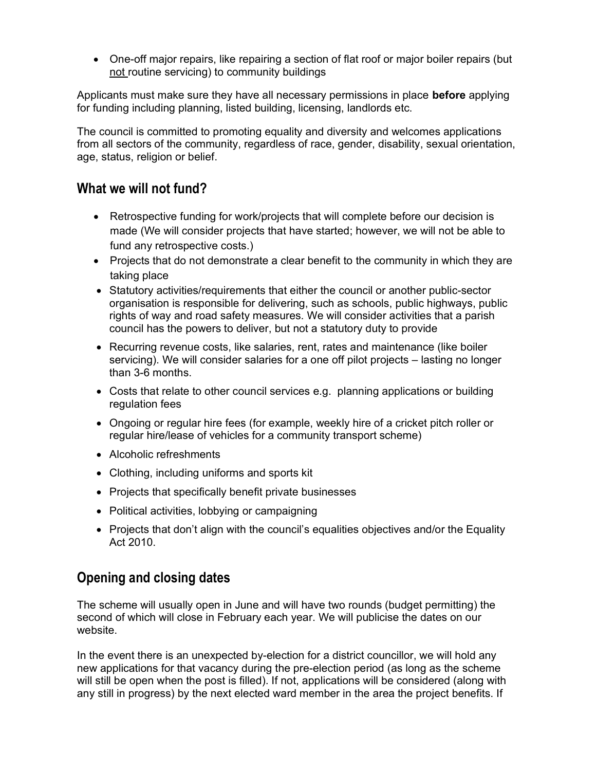- One-off major repairs, like repairing a section of flat roof or major boiler repairs (but not routine servicing) to community buildings

Applicants must make sure they have all necessary permissions in place **before** applying for funding including planning, listed building, licensing, landlords etc.

The council is committed to promoting equality and diversity and welcomes applications from all sectors of the community, regardless of race, gender, disability, sexual orientation, age, status, religion or belief.

## What we will not fund?

- Retrospective funding for work/projects that will complete before our decision is made (We will consider projects that have started; however, we will not be able to fund any retrospective costs.)
- Projects that do not demonstrate a clear benefit to the community in which they are taking place
- Statutory activities/requirements that either the council or another public-sector organisation is responsible for delivering, such as schools, public highways, public rights of way and road safety measures. We will consider activities that a parish council has the powers to deliver, but not a statutory duty to provide
- Recurring revenue costs, like salaries, rent, rates and maintenance (like boiler servicing). We will consider salaries for a one off pilot projects – lasting no longer than 3-6 months.
- Costs that relate to other council services e.g. planning applications or building regulation fees
- Ongoing or regular hire fees (for example, weekly hire of a cricket pitch roller or regular hire/lease of vehicles for a community transport scheme)
- Alcoholic refreshments
- Clothing, including uniforms and sports kit
- Projects that specifically benefit private businesses
- Political activities, lobbying or campaigning
- Projects that don't align with the council's equalities objectives and/or the Equality Act 2010.

## Opening and closing dates

The scheme will usually open in June and will have two rounds (budget permitting) the second of which will close in February each year. We will publicise the dates on our website.

In the event there is an unexpected by-election for a district councillor, we will hold any new applications for that vacancy during the pre-election period (as long as the scheme will still be open when the post is filled). If not, applications will be considered (along with any still in progress) by the next elected ward member in the area the project benefits. If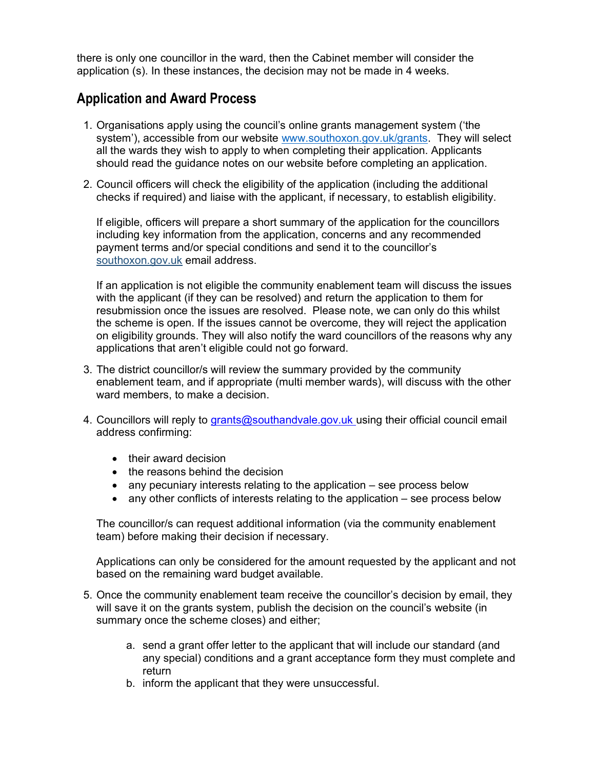there is only one councillor in the ward, then the Cabinet member will consider the application (s). In these instances, the decision may not be made in 4 weeks.

## Application and Award Process

1. Organisations apply using the council's online grants management system ('the system'), accessible from our website www.southoxon.gov.uk/grants. They will select all the wards they wish to apply to when completing their application. Applicants should read the guidance notes on our website before completing an application.

2. Council officers will check the eligibility of the application (including the additional checks if required) and liaise with the applicant, if necessary, to establish eligibility.

   If eligible, officers will prepare a short summary of the application for the councillors including key information from the application, concerns and any recommended payment terms and/or special conditions and send it to the councillor's southoxon.gov.uk email address.

   If an application is not eligible the community enablement team will discuss the issues with the applicant (if they can be resolved) and return the application to them for resubmission once the issues are resolved. Please note, we can only do this whilst the scheme is open. If the issues cannot be overcome, they will reject the application on eligibility grounds. They will also notify the ward councillors of the reasons why any applications that aren't eligible could not go forward.

3. The district councillor/s will review the summary provided by the community enablement team, and if appropriate (multi member wards), will discuss with the other ward members, to make a decision.

4. Councillors will reply to grants@southandvale.gov.uk using their official council email address confirming:

   - their award decision
   - the reasons behind the decision
   - any pecuniary interests relating to the application – see process below
   - any other conflicts of interests relating to the application – see process below

   The councillor/s can request additional information (via the community enablement team) before making their decision if necessary.

   Applications can only be considered for the amount requested by the applicant and not based on the remaining ward budget available.

5. Once the community enablement team receive the councillor's decision by email, they will save it on the grants system, publish the decision on the council's website (in summary once the scheme closes) and either;

   a. send a grant offer letter to the applicant that will include our standard (and any special) conditions and a grant acceptance form they must complete and return
   b. inform the applicant that they were unsuccessful.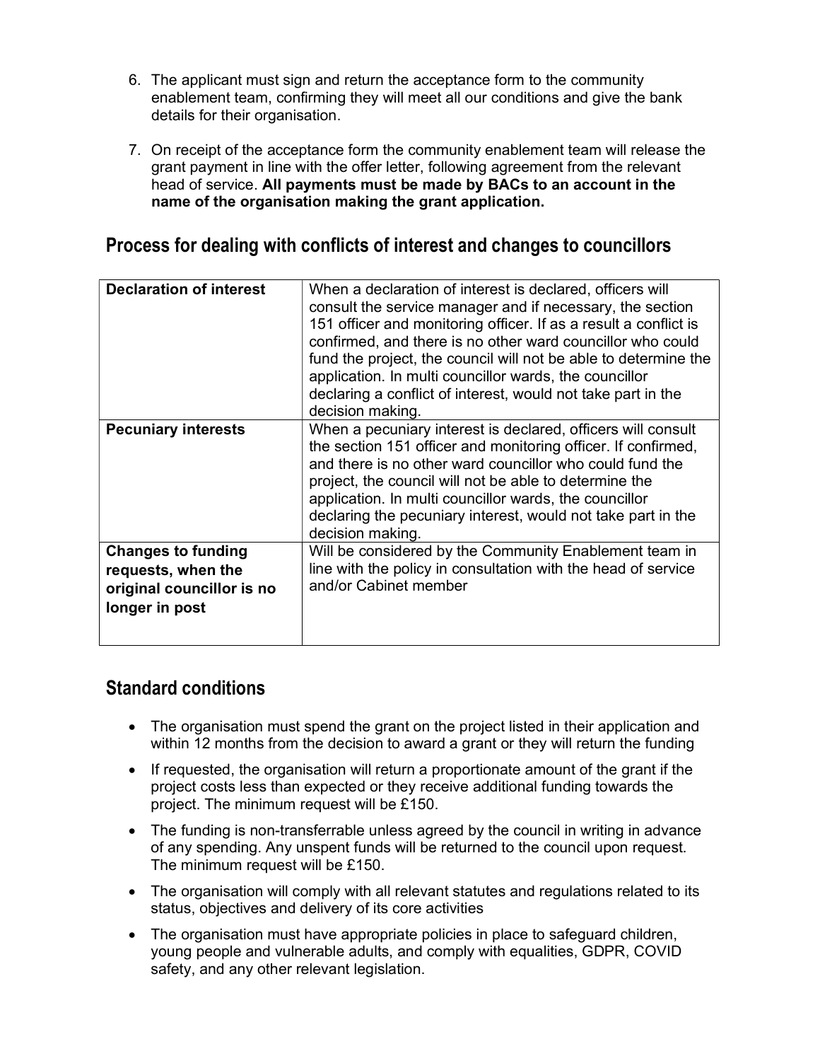6. The applicant must sign and return the acceptance form to the community enablement team, confirming they will meet all our conditions and give the bank details for their organisation.

7. On receipt of the acceptance form the community enablement team will release the grant payment in line with the offer letter, following agreement from the relevant head of service. **All payments must be made by BACs to an account in the name of the organisation making the grant application.**

## Process for dealing with conflicts of interest and changes to councillors

| | |
|---|---|
| **Declaration of interest** | When a declaration of interest is declared, officers will consult the service manager and if necessary, the section 151 officer and monitoring officer. If as a result a conflict is confirmed, and there is no other ward councillor who could fund the project, the council will not be able to determine the application. In multi councillor wards, the councillor declaring a conflict of interest, would not take part in the decision making. |
| **Pecuniary interests** | When a pecuniary interest is declared, officers will consult the section 151 officer and monitoring officer. If confirmed, and there is no other ward councillor who could fund the project, the council will not be able to determine the application. In multi councillor wards, the councillor declaring the pecuniary interest, would not take part in the decision making. |
| **Changes to funding requests, when the original councillor is no longer in post** | Will be considered by the Community Enablement team in line with the policy in consultation with the head of service and/or Cabinet member |

## Standard conditions

- The organisation must spend the grant on the project listed in their application and within 12 months from the decision to award a grant or they will return the funding
- If requested, the organisation will return a proportionate amount of the grant if the project costs less than expected or they receive additional funding towards the project. The minimum request will be £150.
- The funding is non-transferrable unless agreed by the council in writing in advance of any spending. Any unspent funds will be returned to the council upon request. The minimum request will be £150.
- The organisation will comply with all relevant statutes and regulations related to its status, objectives and delivery of its core activities
- The organisation must have appropriate policies in place to safeguard children, young people and vulnerable adults, and comply with equalities, GDPR, COVID safety, and any other relevant legislation.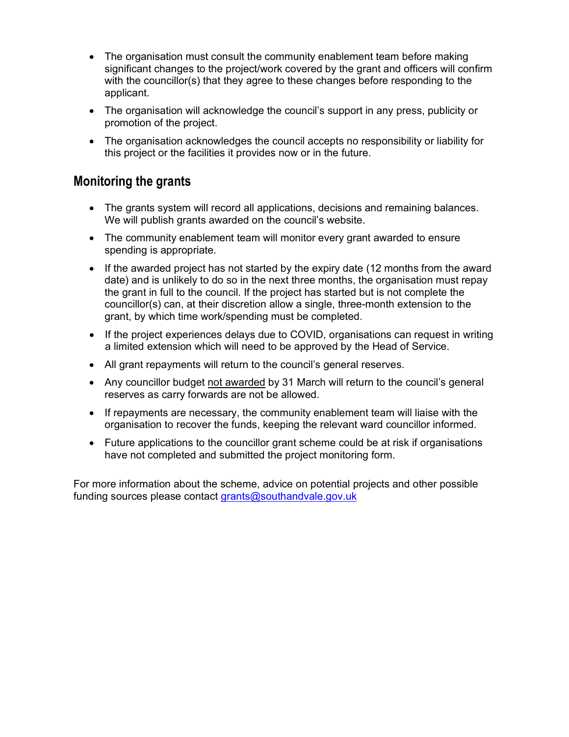- The organisation must consult the community enablement team before making significant changes to the project/work covered by the grant and officers will confirm with the councillor(s) that they agree to these changes before responding to the applicant.
- The organisation will acknowledge the council's support in any press, publicity or promotion of the project.
- The organisation acknowledges the council accepts no responsibility or liability for this project or the facilities it provides now or in the future.

## Monitoring the grants

- The grants system will record all applications, decisions and remaining balances. We will publish grants awarded on the council's website.
- The community enablement team will monitor every grant awarded to ensure spending is appropriate.
- If the awarded project has not started by the expiry date (12 months from the award date) and is unlikely to do so in the next three months, the organisation must repay the grant in full to the council. If the project has started but is not complete the councillor(s) can, at their discretion allow a single, three-month extension to the grant, by which time work/spending must be completed.
- If the project experiences delays due to COVID, organisations can request in writing a limited extension which will need to be approved by the Head of Service.
- All grant repayments will return to the council's general reserves.
- Any councillor budget not awarded by 31 March will return to the council's general reserves as carry forwards are not be allowed.
- If repayments are necessary, the community enablement team will liaise with the organisation to recover the funds, keeping the relevant ward councillor informed.
- Future applications to the councillor grant scheme could be at risk if organisations have not completed and submitted the project monitoring form.

For more information about the scheme, advice on potential projects and other possible funding sources please contact grants@southandvale.gov.uk